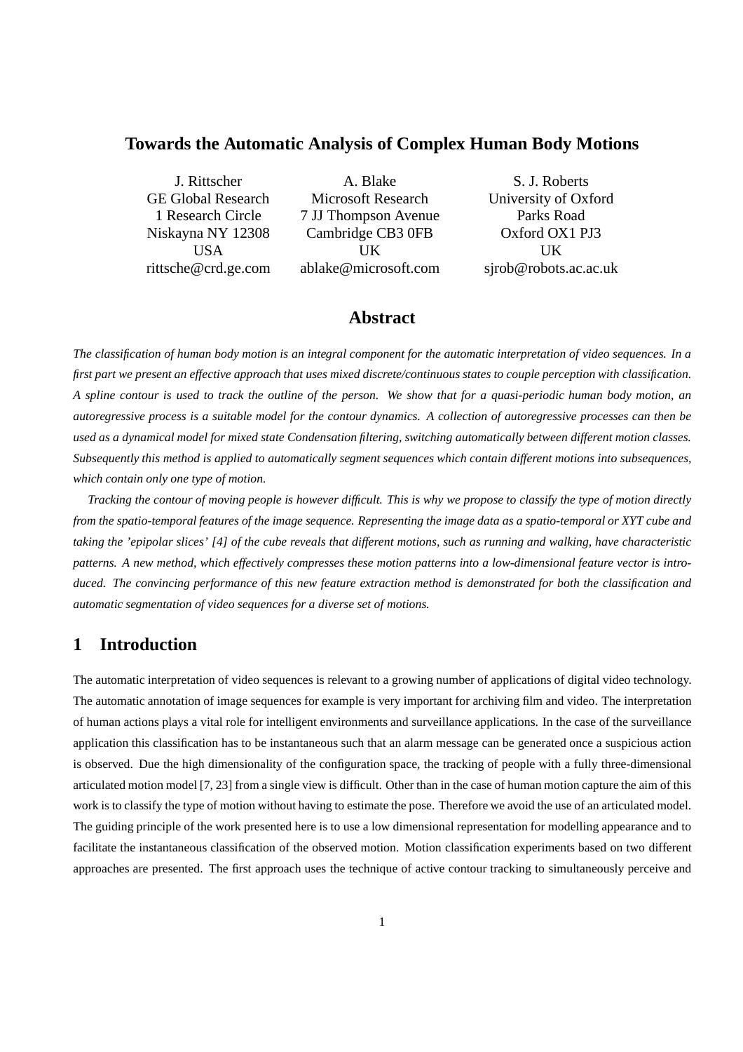# Towards the Automatic Analysis of Complex Human Body Motions

J. Rittscher
GE Global Research
1 Research Circle
Niskayna NY 12308
USA
rittsche@crd.ge.com

A. Blake
Microsoft Research
7 JJ Thompson Avenue
Cambridge CB3 0FB
UK
ablake@microsoft.com

S. J. Roberts
University of Oxford
Parks Road
Oxford OX1 PJ3
UK
sjrob@robots.ac.ac.uk

## Abstract

*The classification of human body motion is an integral component for the automatic interpretation of video sequences. In a first part we present an effective approach that uses mixed discrete/continuous states to couple perception with classification. A spline contour is used to track the outline of the person. We show that for a quasi-periodic human body motion, an autoregressive process is a suitable model for the contour dynamics. A collection of autoregressive processes can then be used as a dynamical model for mixed state Condensation filtering, switching automatically between different motion classes. Subsequently this method is applied to automatically segment sequences which contain different motions into subsequences, which contain only one type of motion.*

*Tracking the contour of moving people is however difficult. This is why we propose to classify the type of motion directly from the spatio-temporal features of the image sequence. Representing the image data as a spatio-temporal or XYT cube and taking the 'epipolar slices' [4] of the cube reveals that different motions, such as running and walking, have characteristic patterns. A new method, which effectively compresses these motion patterns into a low-dimensional feature vector is introduced. The convincing performance of this new feature extraction method is demonstrated for both the classification and automatic segmentation of video sequences for a diverse set of motions.*

## 1 Introduction

The automatic interpretation of video sequences is relevant to a growing number of applications of digital video technology. The automatic annotation of image sequences for example is very important for archiving film and video. The interpretation of human actions plays a vital role for intelligent environments and surveillance applications. In the case of the surveillance application this classification has to be instantaneous such that an alarm message can be generated once a suspicious action is observed. Due the high dimensionality of the configuration space, the tracking of people with a fully three-dimensional articulated motion model [7, 23] from a single view is difficult. Other than in the case of human motion capture the aim of this work is to classify the type of motion without having to estimate the pose. Therefore we avoid the use of an articulated model. The guiding principle of the work presented here is to use a low dimensional representation for modelling appearance and to facilitate the instantaneous classification of the observed motion. Motion classification experiments based on two different approaches are presented. The first approach uses the technique of active contour tracking to simultaneously perceive and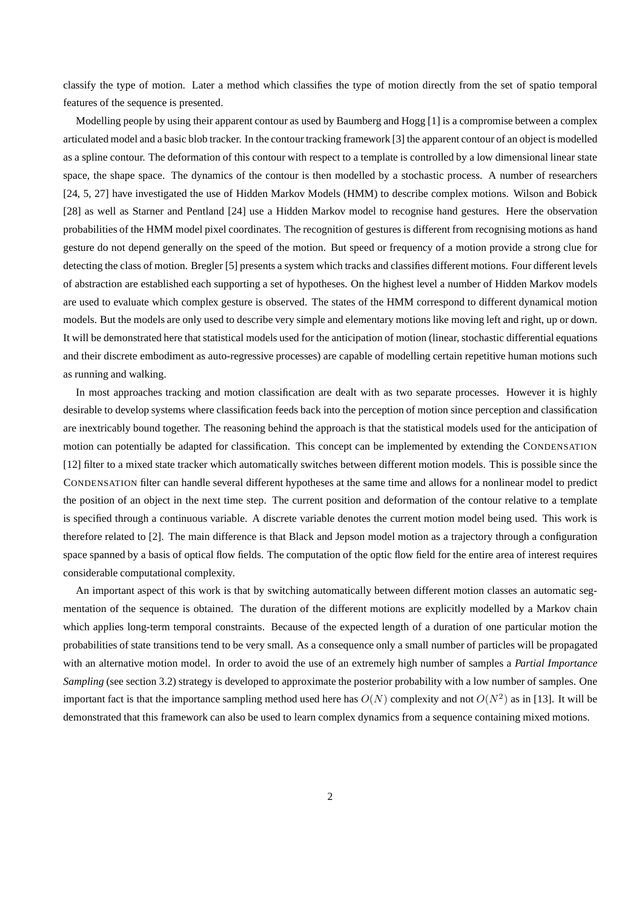classify the type of motion. Later a method which classifies the type of motion directly from the set of spatio temporal features of the sequence is presented.

Modelling people by using their apparent contour as used by Baumberg and Hogg [1] is a compromise between a complex articulated model and a basic blob tracker. In the contour tracking framework [3] the apparent contour of an object is modelled as a spline contour. The deformation of this contour with respect to a template is controlled by a low dimensional linear state space, the shape space. The dynamics of the contour is then modelled by a stochastic process. A number of researchers [24, 5, 27] have investigated the use of Hidden Markov Models (HMM) to describe complex motions. Wilson and Bobick [28] as well as Starner and Pentland [24] use a Hidden Markov model to recognise hand gestures. Here the observation probabilities of the HMM model pixel coordinates. The recognition of gestures is different from recognising motions as hand gesture do not depend generally on the speed of the motion. But speed or frequency of a motion provide a strong clue for detecting the class of motion. Bregler [5] presents a system which tracks and classifies different motions. Four different levels of abstraction are established each supporting a set of hypotheses. On the highest level a number of Hidden Markov models are used to evaluate which complex gesture is observed. The states of the HMM correspond to different dynamical motion models. But the models are only used to describe very simple and elementary motions like moving left and right, up or down. It will be demonstrated here that statistical models used for the anticipation of motion (linear, stochastic differential equations and their discrete embodiment as auto-regressive processes) are capable of modelling certain repetitive human motions such as running and walking.

In most approaches tracking and motion classification are dealt with as two separate processes. However it is highly desirable to develop systems where classification feeds back into the perception of motion since perception and classification are inextricably bound together. The reasoning behind the approach is that the statistical models used for the anticipation of motion can potentially be adapted for classification. This concept can be implemented by extending the CONDENSATION [12] filter to a mixed state tracker which automatically switches between different motion models. This is possible since the CONDENSATION filter can handle several different hypotheses at the same time and allows for a nonlinear model to predict the position of an object in the next time step. The current position and deformation of the contour relative to a template is specified through a continuous variable. A discrete variable denotes the current motion model being used. This work is therefore related to [2]. The main difference is that Black and Jepson model motion as a trajectory through a configuration space spanned by a basis of optical flow fields. The computation of the optic flow field for the entire area of interest requires considerable computational complexity.

An important aspect of this work is that by switching automatically between different motion classes an automatic segmentation of the sequence is obtained. The duration of the different motions are explicitly modelled by a Markov chain which applies long-term temporal constraints. Because of the expected length of a duration of one particular motion the probabilities of state transitions tend to be very small. As a consequence only a small number of particles will be propagated with an alternative motion model. In order to avoid the use of an extremely high number of samples a *Partial Importance Sampling* (see section 3.2) strategy is developed to approximate the posterior probability with a low number of samples. One important fact is that the importance sampling method used here has $O(N)$ complexity and not $O(N^2)$ as in [13]. It will be demonstrated that this framework can also be used to learn complex dynamics from a sequence containing mixed motions.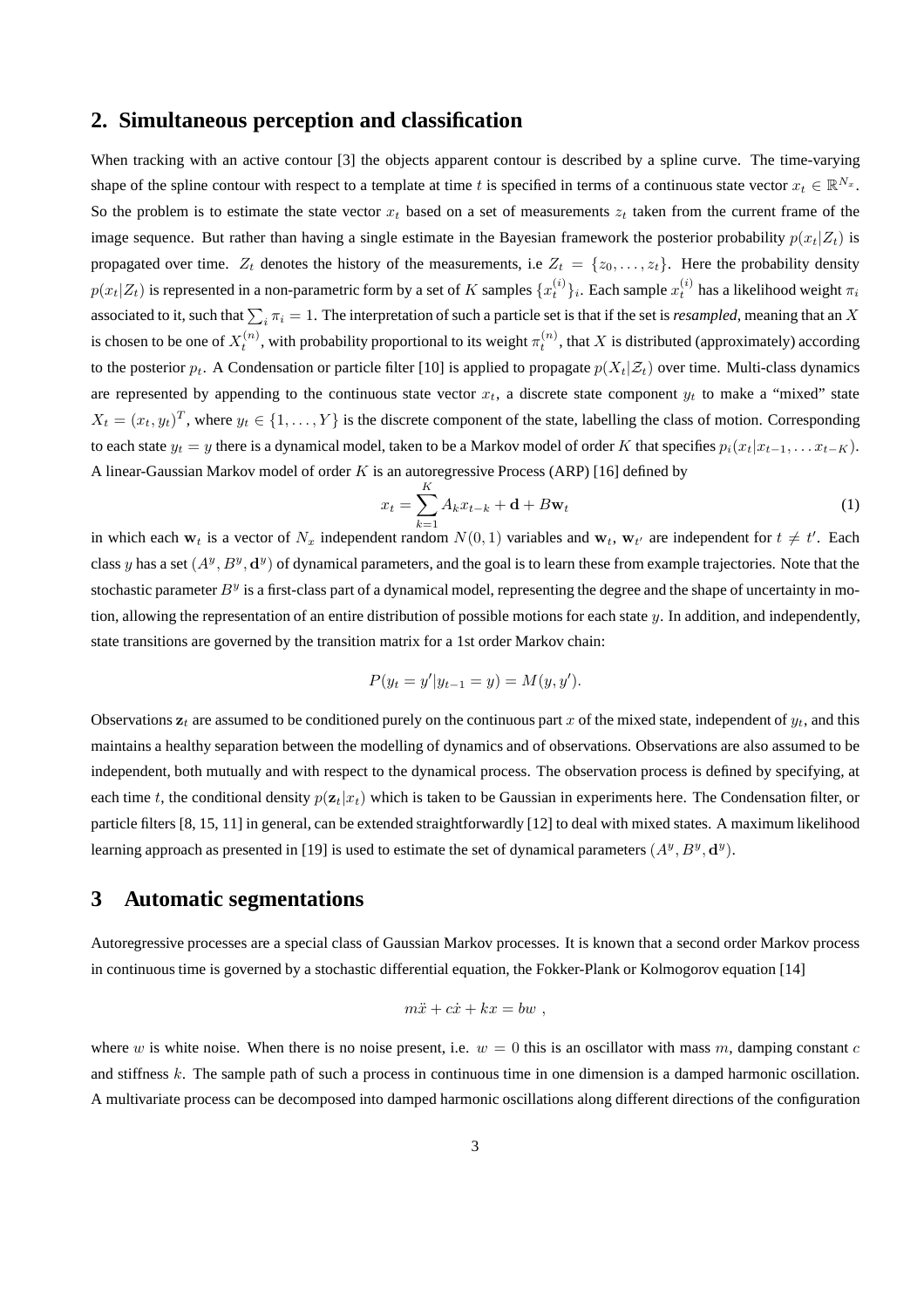## 2. Simultaneous perception and classification

When tracking with an active contour [3] the objects apparent contour is described by a spline curve. The time-varying shape of the spline contour with respect to a template at time $t$ is specified in terms of a continuous state vector $x_t \in \mathbb{R}^{N_x}$. So the problem is to estimate the state vector $x_t$ based on a set of measurements $z_t$ taken from the current frame of the image sequence. But rather than having a single estimate in the Bayesian framework the posterior probability $p(x_t|Z_t)$ is propagated over time. $Z_t$ denotes the history of the measurements, i.e $Z_t = \{z_0, \ldots, z_t\}$. Here the probability density $p(x_t|Z_t)$ is represented in a non-parametric form by a set of $K$ samples $\{x_t^{(i)}\}_i$. Each sample $x_t^{(i)}$ has a likelihood weight $\pi_i$ associated to it, such that $\sum_i \pi_i = 1$. The interpretation of such a particle set is that if the set is *resampled*, meaning that an $X$ is chosen to be one of $X_t^{(n)}$, with probability proportional to its weight $\pi_t^{(n)}$, that $X$ is distributed (approximately) according to the posterior $p_t$. A Condensation or particle filter [10] is applied to propagate $p(X_t|\mathcal{Z}_t)$ over time. Multi-class dynamics are represented by appending to the continuous state vector $x_t$, a discrete state component $y_t$ to make a "mixed" state $X_t = (x_t, y_t)^T$, where $y_t \in \{1, \ldots, Y\}$ is the discrete component of the state, labelling the class of motion. Corresponding to each state $y_t = y$ there is a dynamical model, taken to be a Markov model of order $K$ that specifies $p_i(x_t|x_{t-1}, \ldots x_{t-K})$. A linear-Gaussian Markov model of order $K$ is an autoregressive Process (ARP) [16] defined by

$$x_t = \sum_{k=1}^{K} A_k x_{t-k} + \mathbf{d} + B\mathbf{w}_t \tag{1}$$

in which each $\mathbf{w}_t$ is a vector of $N_x$ independent random $N(0,1)$ variables and $\mathbf{w}_t$, $\mathbf{w}_{t'}$ are independent for $t \neq t'$. Each class $y$ has a set $(A^y, B^y, \mathbf{d}^y)$ of dynamical parameters, and the goal is to learn these from example trajectories. Note that the stochastic parameter $B^y$ is a first-class part of a dynamical model, representing the degree and the shape of uncertainty in motion, allowing the representation of an entire distribution of possible motions for each state $y$. In addition, and independently, state transitions are governed by the transition matrix for a 1st order Markov chain:

$$P(y_t = y'|y_{t-1} = y) = M(y, y').$$

Observations $\mathbf{z}_t$ are assumed to be conditioned purely on the continuous part $x$ of the mixed state, independent of $y_t$, and this maintains a healthy separation between the modelling of dynamics and of observations. Observations are also assumed to be independent, both mutually and with respect to the dynamical process. The observation process is defined by specifying, at each time $t$, the conditional density $p(\mathbf{z}_t|x_t)$ which is taken to be Gaussian in experiments here. The Condensation filter, or particle filters [8, 15, 11] in general, can be extended straightforwardly [12] to deal with mixed states. A maximum likelihood learning approach as presented in [19] is used to estimate the set of dynamical parameters $(A^y, B^y, \mathbf{d}^y)$.

## 3 Automatic segmentations

Autoregressive processes are a special class of Gaussian Markov processes. It is known that a second order Markov process in continuous time is governed by a stochastic differential equation, the Fokker-Plank or Kolmogorov equation [14]

$$m\ddot{x} + c\dot{x} + kx = bw \ ,$$

where $w$ is white noise. When there is no noise present, i.e. $w = 0$ this is an oscillator with mass $m$, damping constant $c$ and stiffness $k$. The sample path of such a process in continuous time in one dimension is a damped harmonic oscillation. A multivariate process can be decomposed into damped harmonic oscillations along different directions of the configuration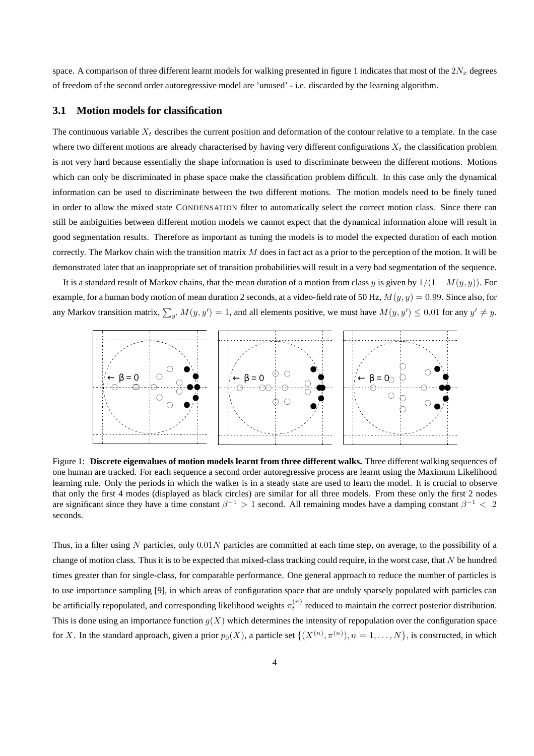space. A comparison of three different learnt models for walking presented in figure 1 indicates that most of the $2N_x$ degrees of freedom of the second order autoregressive model are 'unused' - i.e. discarded by the learning algorithm.

### 3.1 Motion models for classification

The continuous variable $X_t$ describes the current position and deformation of the contour relative to a template. In the case where two different motions are already characterised by having very different configurations $X_t$ the classification problem is not very hard because essentially the shape information is used to discriminate between the different motions. Motions which can only be discriminated in phase space make the classification problem difficult. In this case only the dynamical information can be used to discriminate between the two different motions. The motion models need to be finely tuned in order to allow the mixed state CONDENSATION filter to automatically select the correct motion class. Since there can still be ambiguities between different motion models we cannot expect that the dynamical information alone will result in good segmentation results. Therefore as important as tuning the models is to model the expected duration of each motion correctly. The Markov chain with the transition matrix $M$ does in fact act as a prior to the perception of the motion. It will be demonstrated later that an inappropriate set of transition probabilities will result in a very bad segmentation of the sequence.

It is a standard result of Markov chains, that the mean duration of a motion from class $y$ is given by $1/(1 - M(y, y))$. For example, for a human body motion of mean duration 2 seconds, at a video-field rate of 50 Hz, $M(y, y) = 0.99$. Since also, for any Markov transition matrix, $\sum_{y'} M(y, y') = 1$, and all elements positive, we must have $M(y, y') \leq 0.01$ for any $y' \neq y$.

Figure 1: **Discrete eigenvalues of motion models learnt from three different walks.** Three different walking sequences of one human are tracked. For each sequence a second order autoregressive process are learnt using the Maximum Likelihood learning rule. Only the periods in which the walker is in a steady state are used to learn the model. It is crucial to observe that only the first 4 modes (displayed as black circles) are similar for all three models. From these only the first 2 nodes are significant since they have a time constant $\beta^{-1} > 1$ second. All remaining modes have a damping constant $\beta^{-1} < .2$ seconds.

Thus, in a filter using $N$ particles, only $0.01N$ particles are committed at each time step, on average, to the possibility of a change of motion class. Thus it is to be expected that mixed-class tracking could require, in the worst case, that $N$ be hundred times greater than for single-class, for comparable performance. One general approach to reduce the number of particles is to use importance sampling [9], in which areas of configuration space that are unduly sparsely populated with particles can be artificially repopulated, and corresponding likelihood weights $\pi_t^{(n)}$ reduced to maintain the correct posterior distribution. This is done using an importance function $g(X)$ which determines the intensity of repopulation over the configuration space for $X$. In the standard approach, given a prior $p_0(X)$, a particle set $\{(X^{(n)}, \pi^{(n)}), n = 1, \ldots, N\}$, is constructed, in which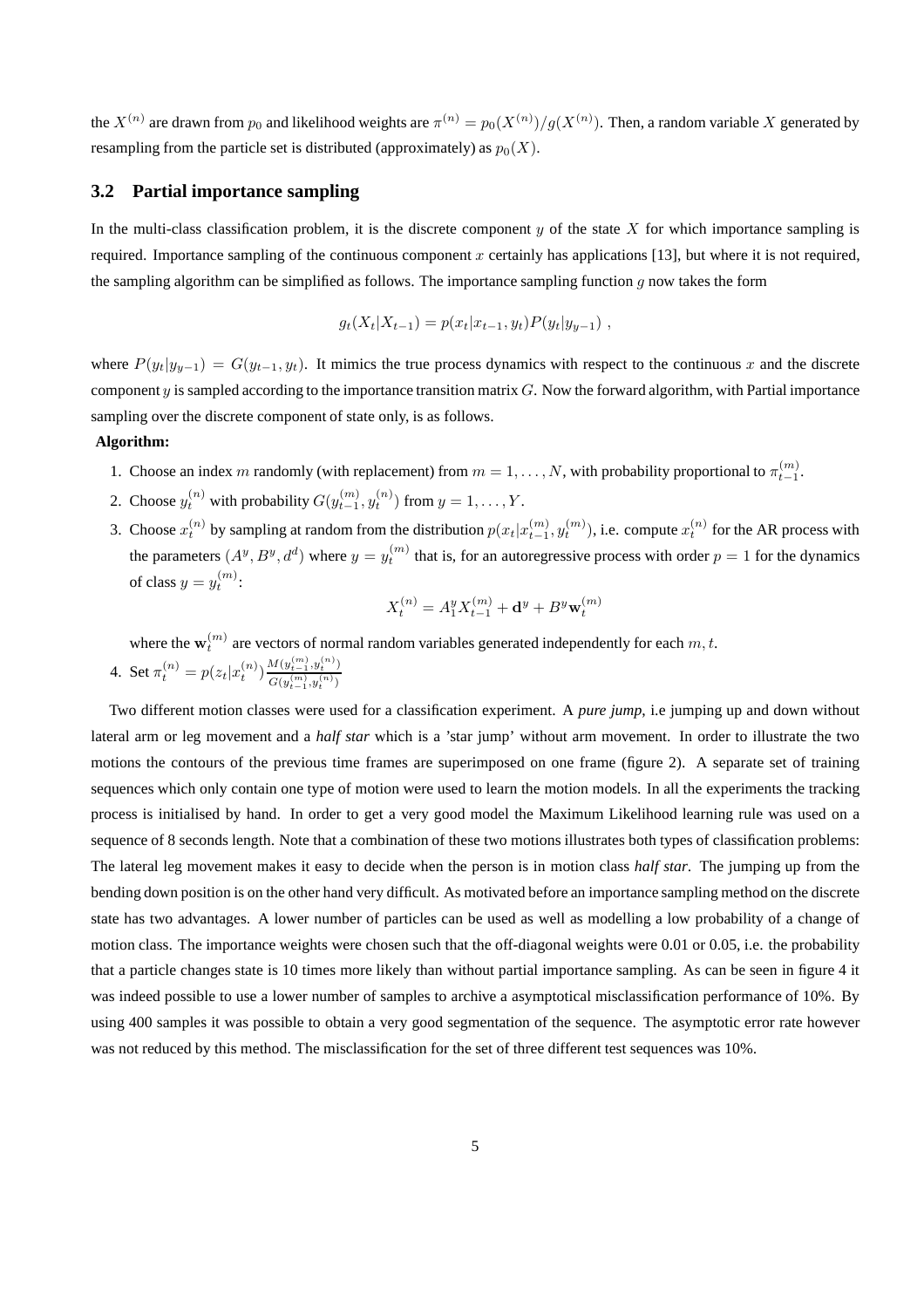the $X^{(n)}$ are drawn from $p_0$ and likelihood weights are $\pi^{(n)} = p_0(X^{(n)})/g(X^{(n)})$. Then, a random variable $X$ generated by resampling from the particle set is distributed (approximately) as $p_0(X)$.

### 3.2 Partial importance sampling

In the multi-class classification problem, it is the discrete component $y$ of the state $X$ for which importance sampling is required. Importance sampling of the continuous component $x$ certainly has applications [13], but where it is not required, the sampling algorithm can be simplified as follows. The importance sampling function $g$ now takes the form

$$g_t(X_t|X_{t-1}) = p(x_t|x_{t-1}, y_t)P(y_t|y_{y-1}) \ ,$$

where $P(y_t|y_{y-1}) = G(y_{t-1}, y_t)$. It mimics the true process dynamics with respect to the continuous $x$ and the discrete component $y$ is sampled according to the importance transition matrix $G$. Now the forward algorithm, with Partial importance sampling over the discrete component of state only, is as follows.

**Algorithm:**

1. Choose an index $m$ randomly (with replacement) from $m = 1, \ldots, N$, with probability proportional to $\pi_{t-1}^{(m)}$.
2. Choose $y_t^{(n)}$ with probability $G(y_{t-1}^{(m)}, y_t^{(n)})$ from $y = 1, \ldots, Y$.
3. Choose $x_t^{(n)}$ by sampling at random from the distribution $p(x_t|x_{t-1}^{(m)}, y_t^{(m)})$, i.e. compute $x_t^{(n)}$ for the AR process with the parameters $(A^y, B^y, d^d)$ where $y = y_t^{(m)}$ that is, for an autoregressive process with order $p = 1$ for the dynamics of class $y = y_t^{(m)}$:

$$X_t^{(n)} = A_1^y X_{t-1}^{(m)} + \mathbf{d}^y + B^y \mathbf{w}_t^{(m)}$$

   where the $\mathbf{w}_t^{(m)}$ are vectors of normal random variables generated independently for each $m, t$.

4. Set $\pi_t^{(n)} = p(z_t|x_t^{(n)}) \frac{M(y_{t-1}^{(m)}, y_t^{(n)})}{G(y_{t-1}^{(m)}, y_t^{(n)})}$

Two different motion classes were used for a classification experiment. A *pure jump*, i.e jumping up and down without lateral arm or leg movement and a *half star* which is a 'star jump' without arm movement. In order to illustrate the two motions the contours of the previous time frames are superimposed on one frame (figure 2). A separate set of training sequences which only contain one type of motion were used to learn the motion models. In all the experiments the tracking process is initialised by hand. In order to get a very good model the Maximum Likelihood learning rule was used on a sequence of 8 seconds length. Note that a combination of these two motions illustrates both types of classification problems: The lateral leg movement makes it easy to decide when the person is in motion class *half star*. The jumping up from the bending down position is on the other hand very difficult. As motivated before an importance sampling method on the discrete state has two advantages. A lower number of particles can be used as well as modelling a low probability of a change of motion class. The importance weights were chosen such that the off-diagonal weights were 0.01 or 0.05, i.e. the probability that a particle changes state is 10 times more likely than without partial importance sampling. As can be seen in figure 4 it was indeed possible to use a lower number of samples to archive a asymptotical misclassification performance of 10%. By using 400 samples it was possible to obtain a very good segmentation of the sequence. The asymptotic error rate however was not reduced by this method. The misclassification for the set of three different test sequences was 10%.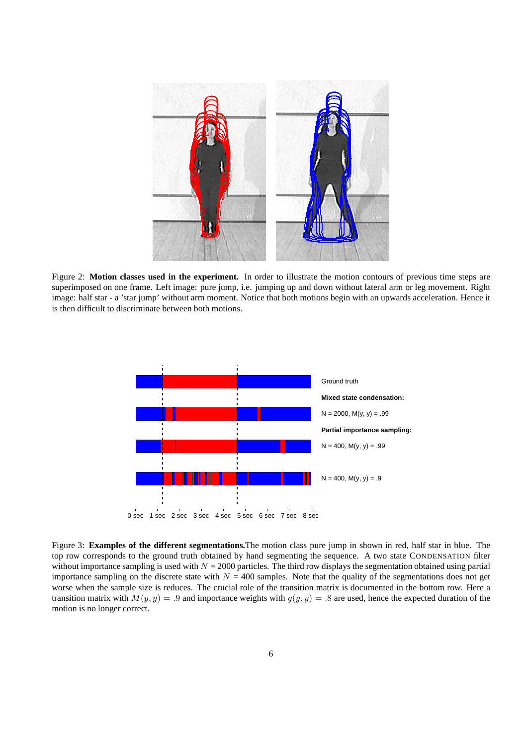Figure 2: **Motion classes used in the experiment.** In order to illustrate the motion contours of previous time steps are superimposed on one frame. Left image: pure jump, i.e. jumping up and down without lateral arm or leg movement. Right image: half star - a 'star jump' without arm moment. Notice that both motions begin with an upwards acceleration. Hence it is then difficult to discriminate between both motions.

Figure 3: **Examples of the different segmentations.**The motion class pure jump in shown in red, half star in blue. The top row corresponds to the ground truth obtained by hand segmenting the sequence. A two state CONDENSATION filter without importance sampling is used with $N$ = 2000 particles. The third row displays the segmentation obtained using partial importance sampling on the discrete state with $N$ = 400 samples. Note that the quality of the segmentations does not get worse when the sample size is reduces. The crucial role of the transition matrix is documented in the bottom row. Here a transition matrix with $M(y, y) = .9$ and importance weights with $g(y, y) = .8$ are used, hence the expected duration of the motion is no longer correct.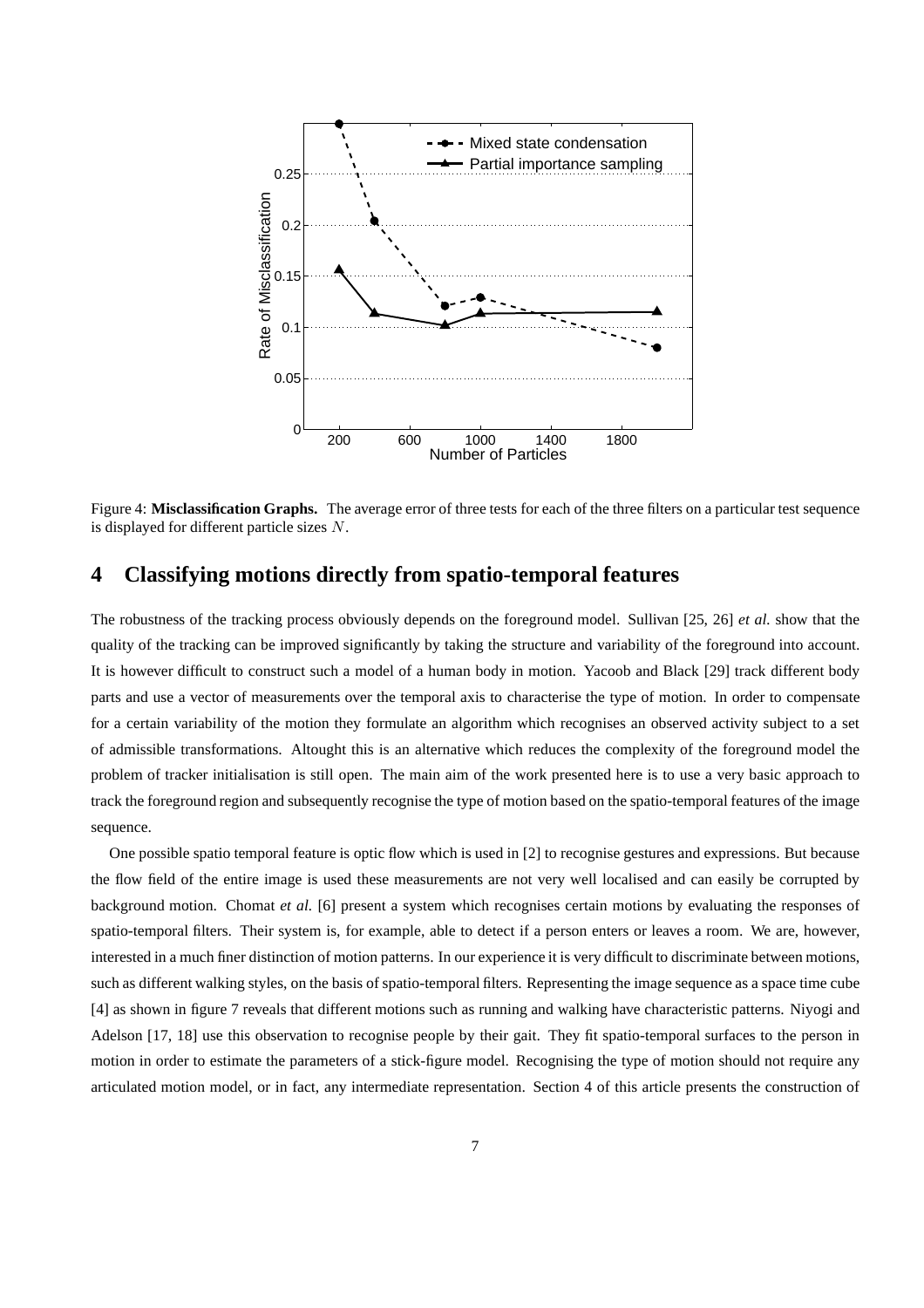Figure 4: **Misclassification Graphs.** The average error of three tests for each of the three filters on a particular test sequence is displayed for different particle sizes $N$.

# 4 Classifying motions directly from spatio-temporal features

The robustness of the tracking process obviously depends on the foreground model. Sullivan [25, 26] *et al.* show that the quality of the tracking can be improved significantly by taking the structure and variability of the foreground into account. It is however difficult to construct such a model of a human body in motion. Yacoob and Black [29] track different body parts and use a vector of measurements over the temporal axis to characterise the type of motion. In order to compensate for a certain variability of the motion they formulate an algorithm which recognises an observed activity subject to a set of admissible transformations. Altought this is an alternative which reduces the complexity of the foreground model the problem of tracker initialisation is still open. The main aim of the work presented here is to use a very basic approach to track the foreground region and subsequently recognise the type of motion based on the spatio-temporal features of the image sequence.

One possible spatio temporal feature is optic flow which is used in [2] to recognise gestures and expressions. But because the flow field of the entire image is used these measurements are not very well localised and can easily be corrupted by background motion. Chomat *et al.* [6] present a system which recognises certain motions by evaluating the responses of spatio-temporal filters. Their system is, for example, able to detect if a person enters or leaves a room. We are, however, interested in a much finer distinction of motion patterns. In our experience it is very difficult to discriminate between motions, such as different walking styles, on the basis of spatio-temporal filters. Representing the image sequence as a space time cube [4] as shown in figure 7 reveals that different motions such as running and walking have characteristic patterns. Niyogi and Adelson [17, 18] use this observation to recognise people by their gait. They fit spatio-temporal surfaces to the person in motion in order to estimate the parameters of a stick-figure model. Recognising the type of motion should not require any articulated motion model, or in fact, any intermediate representation. Section 4 of this article presents the construction of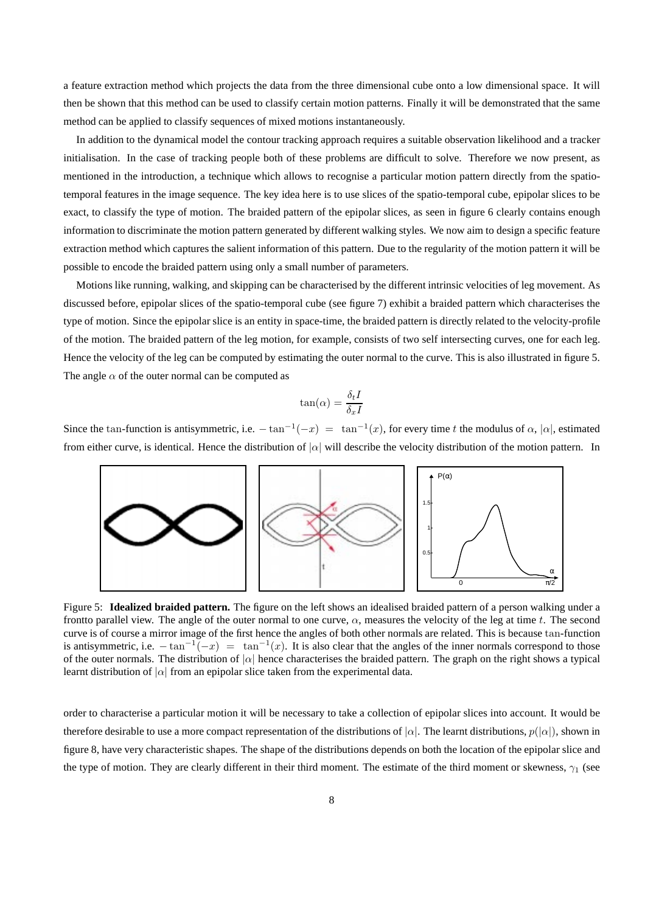a feature extraction method which projects the data from the three dimensional cube onto a low dimensional space. It will then be shown that this method can be used to classify certain motion patterns. Finally it will be demonstrated that the same method can be applied to classify sequences of mixed motions instantaneously.

In addition to the dynamical model the contour tracking approach requires a suitable observation likelihood and a tracker initialisation. In the case of tracking people both of these problems are difficult to solve. Therefore we now present, as mentioned in the introduction, a technique which allows to recognise a particular motion pattern directly from the spatio-temporal features in the image sequence. The key idea here is to use slices of the spatio-temporal cube, epipolar slices to be exact, to classify the type of motion. The braided pattern of the epipolar slices, as seen in figure 6 clearly contains enough information to discriminate the motion pattern generated by different walking styles. We now aim to design a specific feature extraction method which captures the salient information of this pattern. Due to the regularity of the motion pattern it will be possible to encode the braided pattern using only a small number of parameters.

Motions like running, walking, and skipping can be characterised by the different intrinsic velocities of leg movement. As discussed before, epipolar slices of the spatio-temporal cube (see figure 7) exhibit a braided pattern which characterises the type of motion. Since the epipolar slice is an entity in space-time, the braided pattern is directly related to the velocity-profile of the motion. The braided pattern of the leg motion, for example, consists of two self intersecting curves, one for each leg. Hence the velocity of the leg can be computed by estimating the outer normal to the curve. This is also illustrated in figure 5. The angle $\alpha$ of the outer normal can be computed as

$$\tan(\alpha) = \frac{\delta_t I}{\delta_x I}$$

Since the $\tan$-function is antisymmetric, i.e. $-\tan^{-1}(-x) = \tan^{-1}(x)$, for every time $t$ the modulus of $\alpha$, $|\alpha|$, estimated from either curve, is identical. Hence the distribution of $|\alpha|$ will describe the velocity distribution of the motion pattern. In order to characterise a particular motion it will be necessary to take a collection of epipolar slices into account. It would be therefore desirable to use a more compact representation of the distributions of $|\alpha|$. The learnt distributions, $p(|\alpha|)$, shown in figure 8, have very characteristic shapes. The shape of the distributions depends on both the location of the epipolar slice and the type of motion. They are clearly different in their third moment. The estimate of the third moment or skewness, $\gamma_1$ (see

Figure 5: **Idealized braided pattern.** The figure on the left shows an idealised braided pattern of a person walking under a frontto parallel view. The angle of the outer normal to one curve, $\alpha$, measures the velocity of the leg at time $t$. The second curve is of course a mirror image of the first hence the angles of both other normals are related. This is because $\tan$-function is antisymmetric, i.e. $-\tan^{-1}(-x) = \tan^{-1}(x)$. It is also clear that the angles of the inner normals correspond to those of the outer normals. The distribution of $|\alpha|$ hence characterises the braided pattern. The graph on the right shows a typical learnt distribution of $|\alpha|$ from an epipolar slice taken from the experimental data.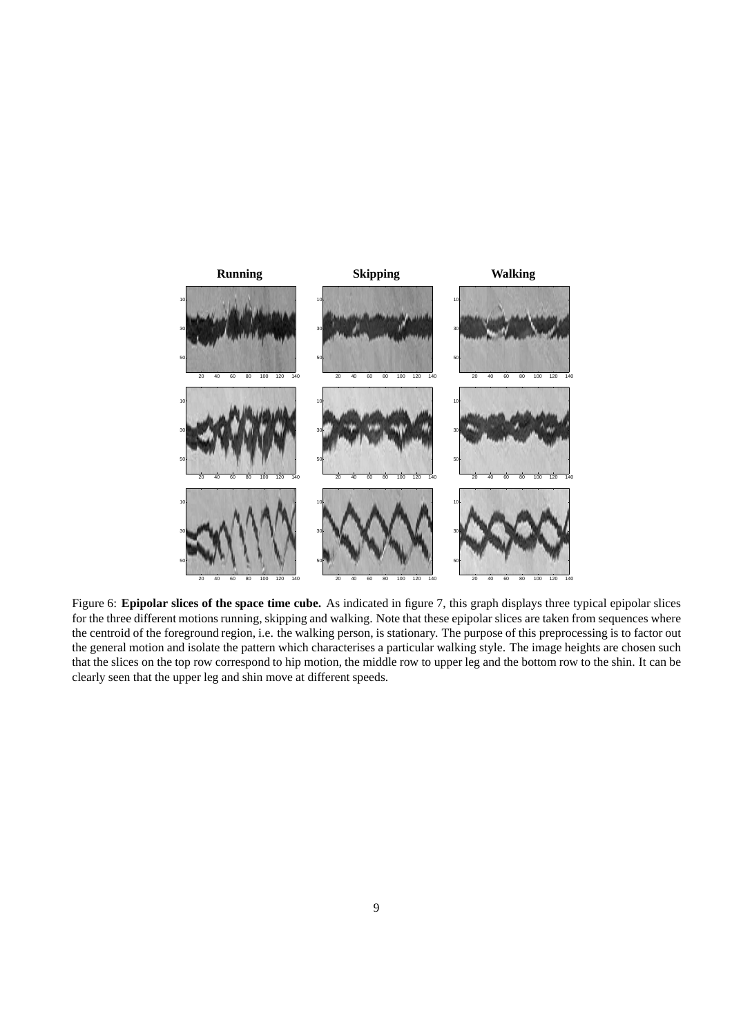Figure 6: **Epipolar slices of the space time cube.** As indicated in figure 7, this graph displays three typical epipolar slices for the three different motions running, skipping and walking. Note that these epipolar slices are taken from sequences where the centroid of the foreground region, i.e. the walking person, is stationary. The purpose of this preprocessing is to factor out the general motion and isolate the pattern which characterises a particular walking style. The image heights are chosen such that the slices on the top row correspond to hip motion, the middle row to upper leg and the bottom row to the shin. It can be clearly seen that the upper leg and shin move at different speeds.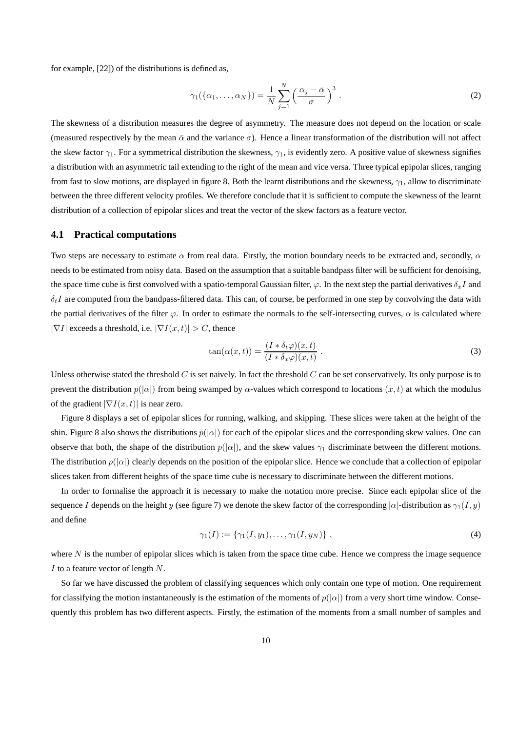for example, [22]) of the distributions is defined as,

$$\gamma_1(\{\alpha_1, \ldots, \alpha_N\}) = \frac{1}{N} \sum_{j=1}^{N} \Big( \frac{\alpha_j - \bar{\alpha}}{\sigma} \Big)^3 . \tag{2}$$

The skewness of a distribution measures the degree of asymmetry. The measure does not depend on the location or scale (measured respectively by the mean $\bar{\alpha}$ and the variance $\sigma$). Hence a linear transformation of the distribution will not affect the skew factor $\gamma_1$. For a symmetrical distribution the skewness, $\gamma_1$, is evidently zero. A positive value of skewness signifies a distribution with an asymmetric tail extending to the right of the mean and vice versa. Three typical epipolar slices, ranging from fast to slow motions, are displayed in figure 8. Both the learnt distributions and the skewness, $\gamma_1$, allow to discriminate between the three different velocity profiles. We therefore conclude that it is sufficient to compute the skewness of the learnt distribution of a collection of epipolar slices and treat the vector of the skew factors as a feature vector.

## 4.1 Practical computations

Two steps are necessary to estimate $\alpha$ from real data. Firstly, the motion boundary needs to be extracted and, secondly, $\alpha$ needs to be estimated from noisy data. Based on the assumption that a suitable bandpass filter will be sufficient for denoising, the space time cube is first convolved with a spatio-temporal Gaussian filter, $\varphi$. In the next step the partial derivatives $\delta_x I$ and $\delta_t I$ are computed from the bandpass-filtered data. This can, of course, be performed in one step by convolving the data with the partial derivatives of the filter $\varphi$. In order to estimate the normals to the self-intersecting curves, $\alpha$ is calculated where $|\nabla I|$ exceeds a threshold, i.e. $|\nabla I(x,t)| > C$, thence

$$\tan(\alpha(x,t)) = \frac{(I * \delta_t \varphi)(x,t)}{(I * \delta_x \varphi)(x,t)} . \tag{3}$$

Unless otherwise stated the threshold $C$ is set naively. In fact the threshold $C$ can be set conservatively. Its only purpose is to prevent the distribution $p(|\alpha|)$ from being swamped by $\alpha$-values which correspond to locations $(x,t)$ at which the modulus of the gradient $|\nabla I(x,t)|$ is near zero.

Figure 8 displays a set of epipolar slices for running, walking, and skipping. These slices were taken at the height of the shin. Figure 8 also shows the distributions $p(|\alpha|)$ for each of the epipolar slices and the corresponding skew values. One can observe that both, the shape of the distribution $p(|\alpha|)$, and the skew values $\gamma_1$ discriminate between the different motions. The distribution $p(|\alpha|)$ clearly depends on the position of the epipolar slice. Hence we conclude that a collection of epipolar slices taken from different heights of the space time cube is necessary to discriminate between the different motions.

In order to formalise the approach it is necessary to make the notation more precise. Since each epipolar slice of the sequence $I$ depends on the height $y$ (see figure 7) we denote the skew factor of the corresponding $|\alpha|$-distribution as $\gamma_1(I,y)$ and define

$$\gamma_1(I) := \{\gamma_1(I,y_1), \ldots, \gamma_1(I,y_N)\} , \tag{4}$$

where $N$ is the number of epipolar slices which is taken from the space time cube. Hence we compress the image sequence $I$ to a feature vector of length $N$.

So far we have discussed the problem of classifying sequences which only contain one type of motion. One requirement for classifying the motion instantaneously is the estimation of the moments of $p(|\alpha|)$ from a very short time window. Consequently this problem has two different aspects. Firstly, the estimation of the moments from a small number of samples and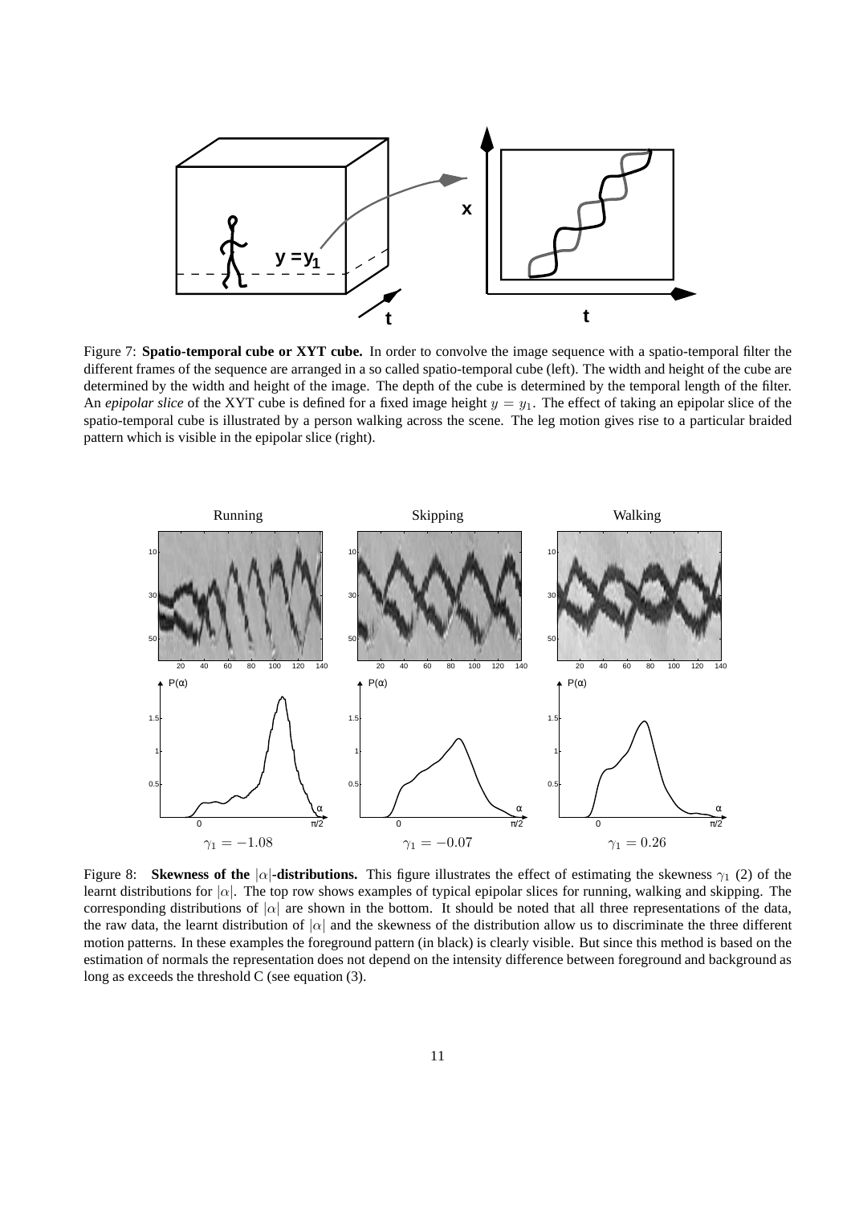Figure 7: **Spatio-temporal cube or XYT cube.** In order to convolve the image sequence with a spatio-temporal filter the different frames of the sequence are arranged in a so called spatio-temporal cube (left). The width and height of the cube are determined by the width and height of the image. The depth of the cube is determined by the temporal length of the filter. An *epipolar slice* of the XYT cube is defined for a fixed image height $y = y_1$. The effect of taking an epipolar slice of the spatio-temporal cube is illustrated by a person walking across the scene. The leg motion gives rise to a particular braided pattern which is visible in the epipolar slice (right).

$\gamma_1 = -1.08$ $\gamma_1 = -0.07$ $\gamma_1 = 0.26$

Figure 8: **Skewness of the $|\alpha|$-distributions.** This figure illustrates the effect of estimating the skewness $\gamma_1$ (2) of the learnt distributions for $|\alpha|$. The top row shows examples of typical epipolar slices for running, walking and skipping. The corresponding distributions of $|\alpha|$ are shown in the bottom. It should be noted that all three representations of the data, the raw data, the learnt distribution of $|\alpha|$ and the skewness of the distribution allow us to discriminate the three different motion patterns. In these examples the foreground pattern (in black) is clearly visible. But since this method is based on the estimation of normals the representation does not depend on the intensity difference between foreground and background as long as exceeds the threshold C (see equation (3).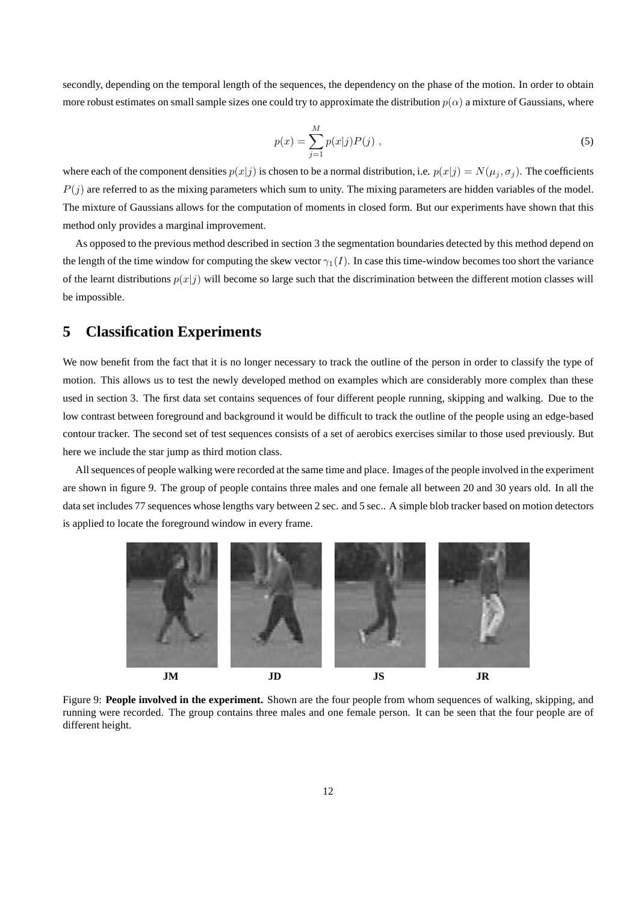secondly, depending on the temporal length of the sequences, the dependency on the phase of the motion. In order to obtain more robust estimates on small sample sizes one could try to approximate the distribution $p(\alpha)$ a mixture of Gaussians, where

$$p(x) = \sum_{j=1}^{M} p(x|j)P(j) \; , \tag{5}$$

where each of the component densities $p(x|j)$ is chosen to be a normal distribution, i.e. $p(x|j) = N(\mu_j, \sigma_j)$. The coefficients $P(j)$ are referred to as the mixing parameters which sum to unity. The mixing parameters are hidden variables of the model. The mixture of Gaussians allows for the computation of moments in closed form. But our experiments have shown that this method only provides a marginal improvement.

As opposed to the previous method described in section 3 the segmentation boundaries detected by this method depend on the length of the time window for computing the skew vector $\gamma_1(I)$. In case this time-window becomes too short the variance of the learnt distributions $p(x|j)$ will become so large such that the discrimination between the different motion classes will be impossible.

# 5 Classification Experiments

We now benefit from the fact that it is no longer necessary to track the outline of the person in order to classify the type of motion. This allows us to test the newly developed method on examples which are considerably more complex than these used in section 3. The first data set contains sequences of four different people running, skipping and walking. Due to the low contrast between foreground and background it would be difficult to track the outline of the people using an edge-based contour tracker. The second set of test sequences consists of a set of aerobics exercises similar to those used previously. But here we include the star jump as third motion class.

All sequences of people walking were recorded at the same time and place. Images of the people involved in the experiment are shown in figure 9. The group of people contains three males and one female all between 20 and 30 years old. In all the data set includes 77 sequences whose lengths vary between 2 sec. and 5 sec.. A simple blob tracker based on motion detectors is applied to locate the foreground window in every frame.

**JM** **JD** **JS** **JR**

Figure 9: **People involved in the experiment.** Shown are the four people from whom sequences of walking, skipping, and running were recorded. The group contains three males and one female person. It can be seen that the four people are of different height.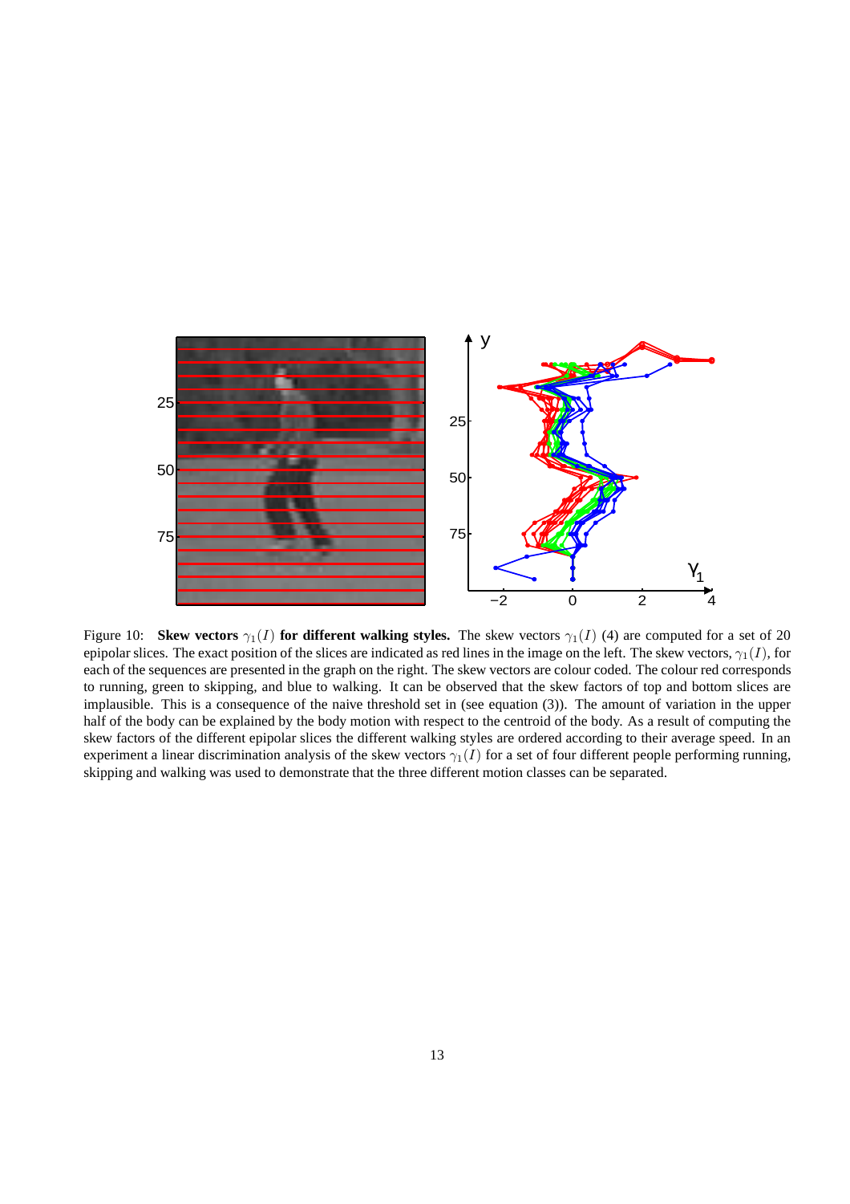Figure 10: **Skew vectors $\gamma_1(I)$ for different walking styles.** The skew vectors $\gamma_1(I)$ (4) are computed for a set of 20 epipolar slices. The exact position of the slices are indicated as red lines in the image on the left. The skew vectors, $\gamma_1(I)$, for each of the sequences are presented in the graph on the right. The skew vectors are colour coded. The colour red corresponds to running, green to skipping, and blue to walking. It can be observed that the skew factors of top and bottom slices are implausible. This is a consequence of the naive threshold set in (see equation (3)). The amount of variation in the upper half of the body can be explained by the body motion with respect to the centroid of the body. As a result of computing the skew factors of the different epipolar slices the different walking styles are ordered according to their average speed. In an experiment a linear discrimination analysis of the skew vectors $\gamma_1(I)$ for a set of four different people performing running, skipping and walking was used to demonstrate that the three different motion classes can be separated.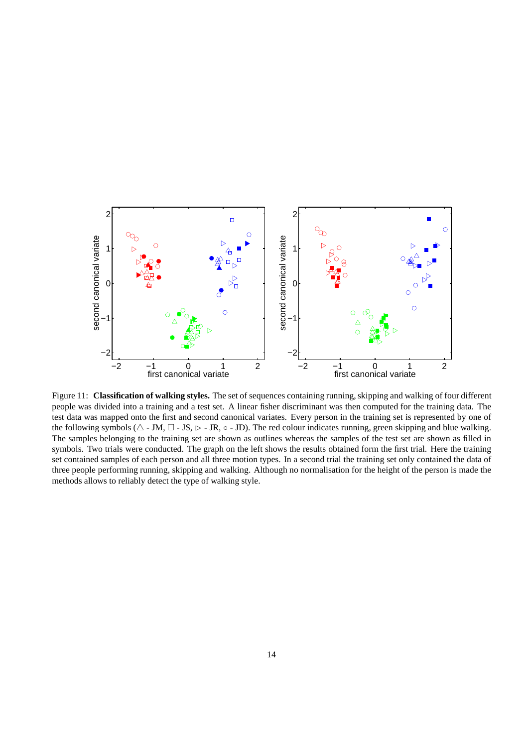Figure 11: **Classification of walking styles.** The set of sequences containing running, skipping and walking of four different people was divided into a training and a test set. A linear fisher discriminant was then computed for the training data. The test data was mapped onto the first and second canonical variates. Every person in the training set is represented by one of the following symbols (△ - JM, □ - JS, ▷ - JR, ○ - JD). The red colour indicates running, green skipping and blue walking. The samples belonging to the training set are shown as outlines whereas the samples of the test set are shown as filled in symbols. Two trials were conducted. The graph on the left shows the results obtained form the first trial. Here the training set contained samples of each person and all three motion types. In a second trial the training set only contained the data of three people performing running, skipping and walking. Although no normalisation for the height of the person is made the methods allows to reliably detect the type of walking style.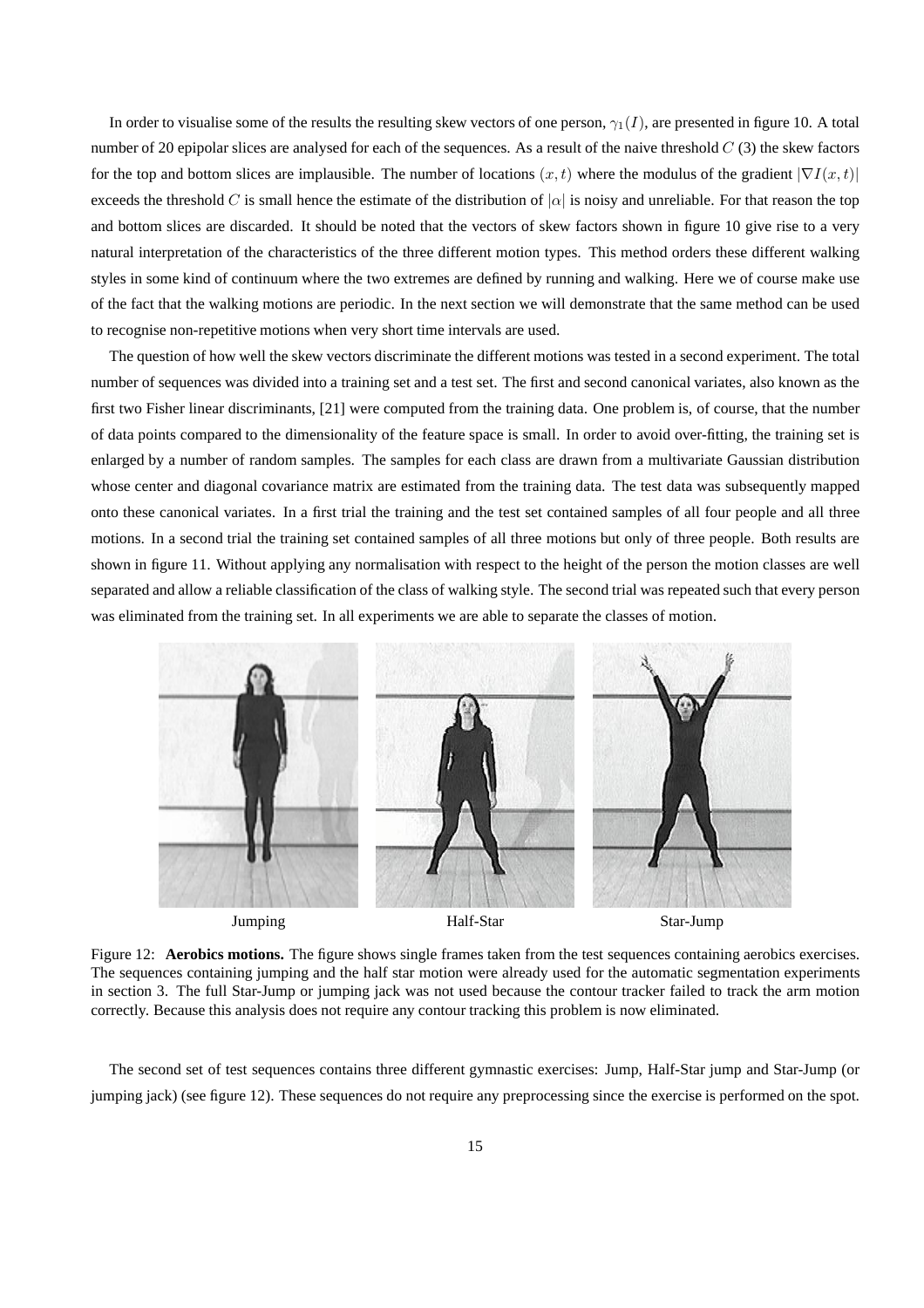In order to visualise some of the results the resulting skew vectors of one person, $\gamma_1(I)$, are presented in figure 10. A total number of 20 epipolar slices are analysed for each of the sequences. As a result of the naive threshold $C$ (3) the skew factors for the top and bottom slices are implausible. The number of locations $(x, t)$ where the modulus of the gradient $|\nabla I(x, t)|$ exceeds the threshold $C$ is small hence the estimate of the distribution of $|\alpha|$ is noisy and unreliable. For that reason the top and bottom slices are discarded. It should be noted that the vectors of skew factors shown in figure 10 give rise to a very natural interpretation of the characteristics of the three different motion types. This method orders these different walking styles in some kind of continuum where the two extremes are defined by running and walking. Here we of course make use of the fact that the walking motions are periodic. In the next section we will demonstrate that the same method can be used to recognise non-repetitive motions when very short time intervals are used.

The question of how well the skew vectors discriminate the different motions was tested in a second experiment. The total number of sequences was divided into a training set and a test set. The first and second canonical variates, also known as the first two Fisher linear discriminants, [21] were computed from the training data. One problem is, of course, that the number of data points compared to the dimensionality of the feature space is small. In order to avoid over-fitting, the training set is enlarged by a number of random samples. The samples for each class are drawn from a multivariate Gaussian distribution whose center and diagonal covariance matrix are estimated from the training data. The test data was subsequently mapped onto these canonical variates. In a first trial the training and the test set contained samples of all four people and all three motions. In a second trial the training set contained samples of all three motions but only of three people. Both results are shown in figure 11. Without applying any normalisation with respect to the height of the person the motion classes are well separated and allow a reliable classification of the class of walking style. The second trial was repeated such that every person was eliminated from the training set. In all experiments we are able to separate the classes of motion.

Jumping

Half-Star

Star-Jump

Figure 12: **Aerobics motions.** The figure shows single frames taken from the test sequences containing aerobics exercises. The sequences containing jumping and the half star motion were already used for the automatic segmentation experiments in section 3. The full Star-Jump or jumping jack was not used because the contour tracker failed to track the arm motion correctly. Because this analysis does not require any contour tracking this problem is now eliminated.

The second set of test sequences contains three different gymnastic exercises: Jump, Half-Star jump and Star-Jump (or jumping jack) (see figure 12). These sequences do not require any preprocessing since the exercise is performed on the spot.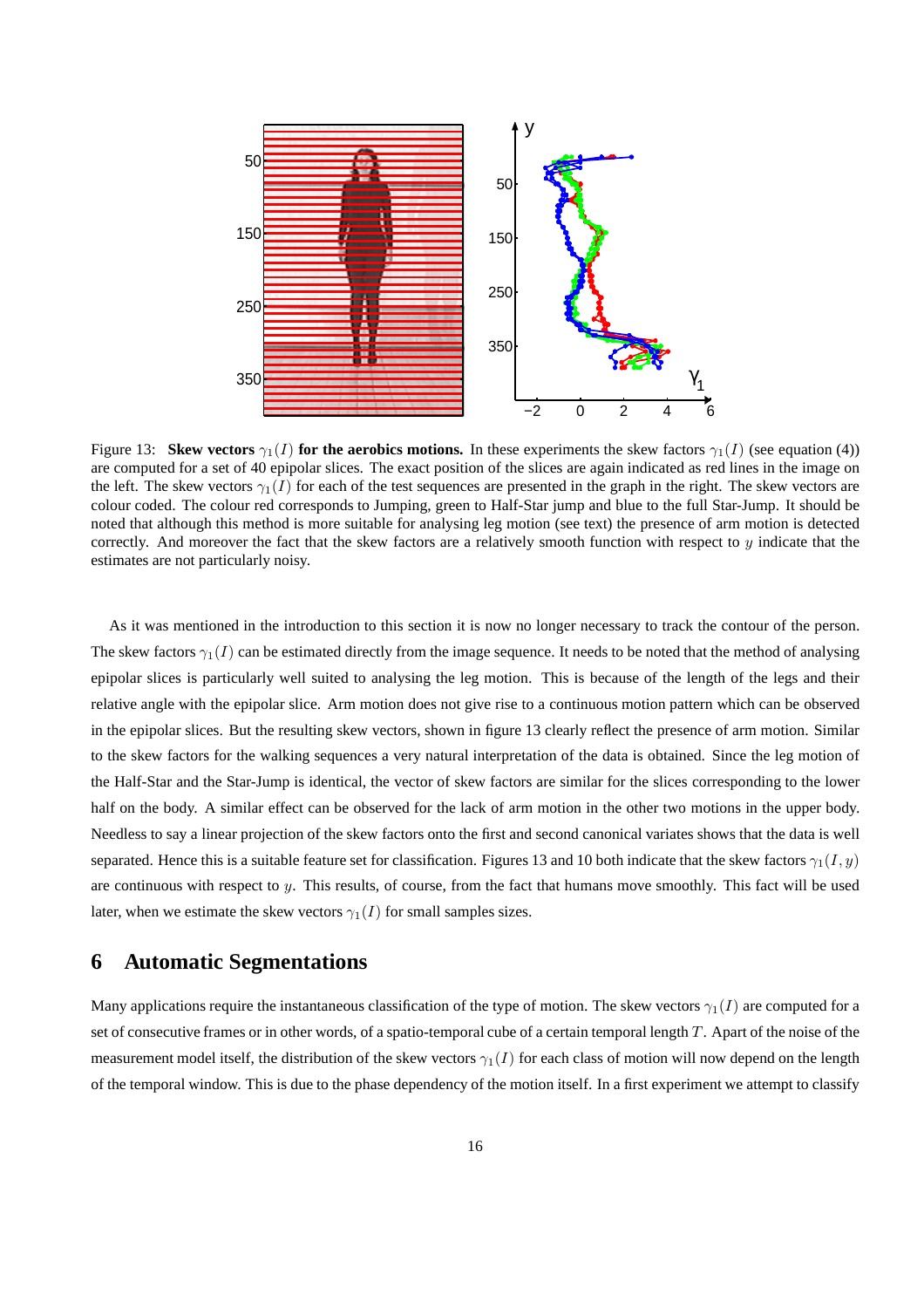Figure 13: **Skew vectors $\gamma_1(I)$ for the aerobics motions.** In these experiments the skew factors $\gamma_1(I)$ (see equation (4)) are computed for a set of 40 epipolar slices. The exact position of the slices are again indicated as red lines in the image on the left. The skew vectors $\gamma_1(I)$ for each of the test sequences are presented in the graph in the right. The skew vectors are colour coded. The colour red corresponds to Jumping, green to Half-Star jump and blue to the full Star-Jump. It should be noted that although this method is more suitable for analysing leg motion (see text) the presence of arm motion is detected correctly. And moreover the fact that the skew factors are a relatively smooth function with respect to $y$ indicate that the estimates are not particularly noisy.

As it was mentioned in the introduction to this section it is now no longer necessary to track the contour of the person. The skew factors $\gamma_1(I)$ can be estimated directly from the image sequence. It needs to be noted that the method of analysing epipolar slices is particularly well suited to analysing the leg motion. This is because of the length of the legs and their relative angle with the epipolar slice. Arm motion does not give rise to a continuous motion pattern which can be observed in the epipolar slices. But the resulting skew vectors, shown in figure 13 clearly reflect the presence of arm motion. Similar to the skew factors for the walking sequences a very natural interpretation of the data is obtained. Since the leg motion of the Half-Star and the Star-Jump is identical, the vector of skew factors are similar for the slices corresponding to the lower half on the body. A similar effect can be observed for the lack of arm motion in the other two motions in the upper body. Needless to say a linear projection of the skew factors onto the first and second canonical variates shows that the data is well separated. Hence this is a suitable feature set for classification. Figures 13 and 10 both indicate that the skew factors $\gamma_1(I, y)$ are continuous with respect to $y$. This results, of course, from the fact that humans move smoothly. This fact will be used later, when we estimate the skew vectors $\gamma_1(I)$ for small samples sizes.

# 6 Automatic Segmentations

Many applications require the instantaneous classification of the type of motion. The skew vectors $\gamma_1(I)$ are computed for a set of consecutive frames or in other words, of a spatio-temporal cube of a certain temporal length $T$. Apart of the noise of the measurement model itself, the distribution of the skew vectors $\gamma_1(I)$ for each class of motion will now depend on the length of the temporal window. This is due to the phase dependency of the motion itself. In a first experiment we attempt to classify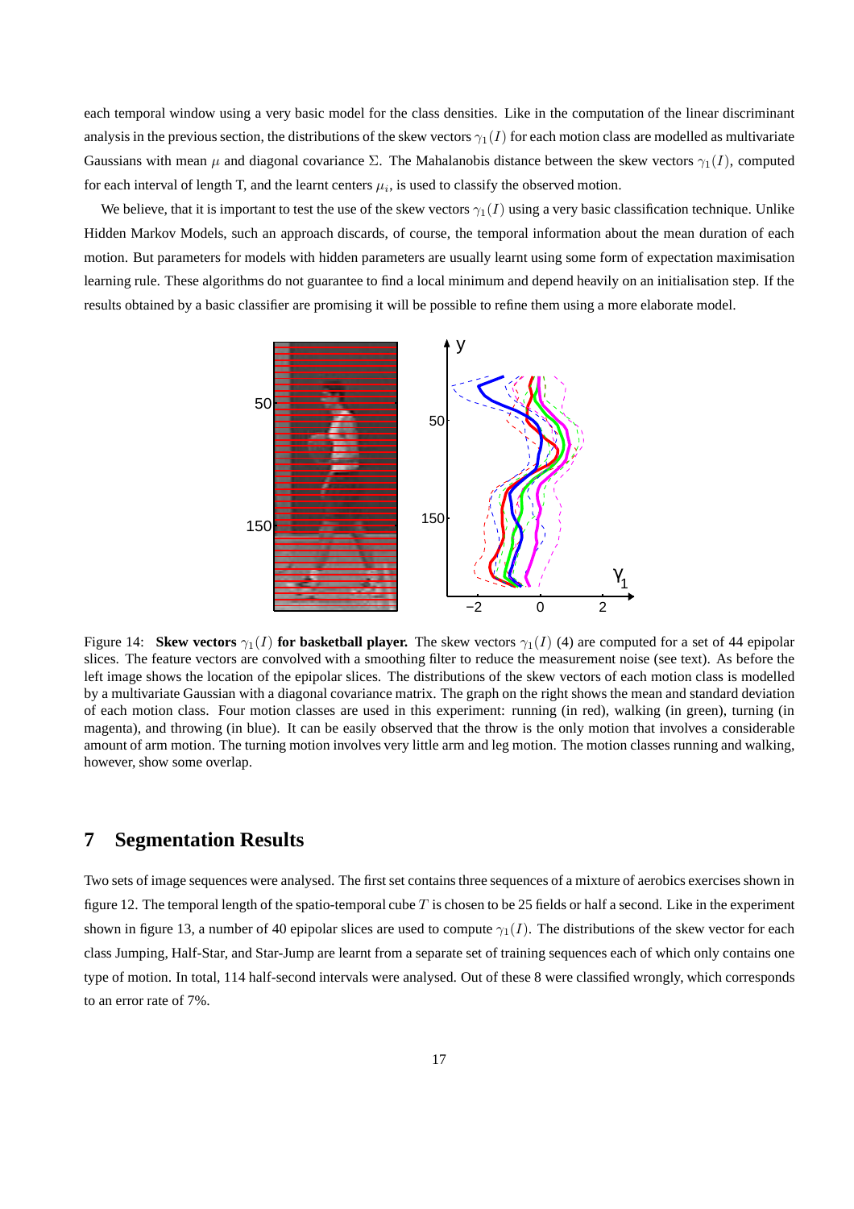each temporal window using a very basic model for the class densities. Like in the computation of the linear discriminant analysis in the previous section, the distributions of the skew vectors $\gamma_1(I)$ for each motion class are modelled as multivariate Gaussians with mean $\mu$ and diagonal covariance $\Sigma$. The Mahalanobis distance between the skew vectors $\gamma_1(I)$, computed for each interval of length T, and the learnt centers $\mu_i$, is used to classify the observed motion.

We believe, that it is important to test the use of the skew vectors $\gamma_1(I)$ using a very basic classification technique. Unlike Hidden Markov Models, such an approach discards, of course, the temporal information about the mean duration of each motion. But parameters for models with hidden parameters are usually learnt using some form of expectation maximisation learning rule. These algorithms do not guarantee to find a local minimum and depend heavily on an initialisation step. If the results obtained by a basic classifier are promising it will be possible to refine them using a more elaborate model.

Figure 14: **Skew vectors $\gamma_1(I)$ for basketball player.** The skew vectors $\gamma_1(I)$ (4) are computed for a set of 44 epipolar slices. The feature vectors are convolved with a smoothing filter to reduce the measurement noise (see text). As before the left image shows the location of the epipolar slices. The distributions of the skew vectors of each motion class is modelled by a multivariate Gaussian with a diagonal covariance matrix. The graph on the right shows the mean and standard deviation of each motion class. Four motion classes are used in this experiment: running (in red), walking (in green), turning (in magenta), and throwing (in blue). It can be easily observed that the throw is the only motion that involves a considerable amount of arm motion. The turning motion involves very little arm and leg motion. The motion classes running and walking, however, show some overlap.

## 7 Segmentation Results

Two sets of image sequences were analysed. The first set contains three sequences of a mixture of aerobics exercises shown in figure 12. The temporal length of the spatio-temporal cube $T$ is chosen to be 25 fields or half a second. Like in the experiment shown in figure 13, a number of 40 epipolar slices are used to compute $\gamma_1(I)$. The distributions of the skew vector for each class Jumping, Half-Star, and Star-Jump are learnt from a separate set of training sequences each of which only contains one type of motion. In total, 114 half-second intervals were analysed. Out of these 8 were classified wrongly, which corresponds to an error rate of 7%.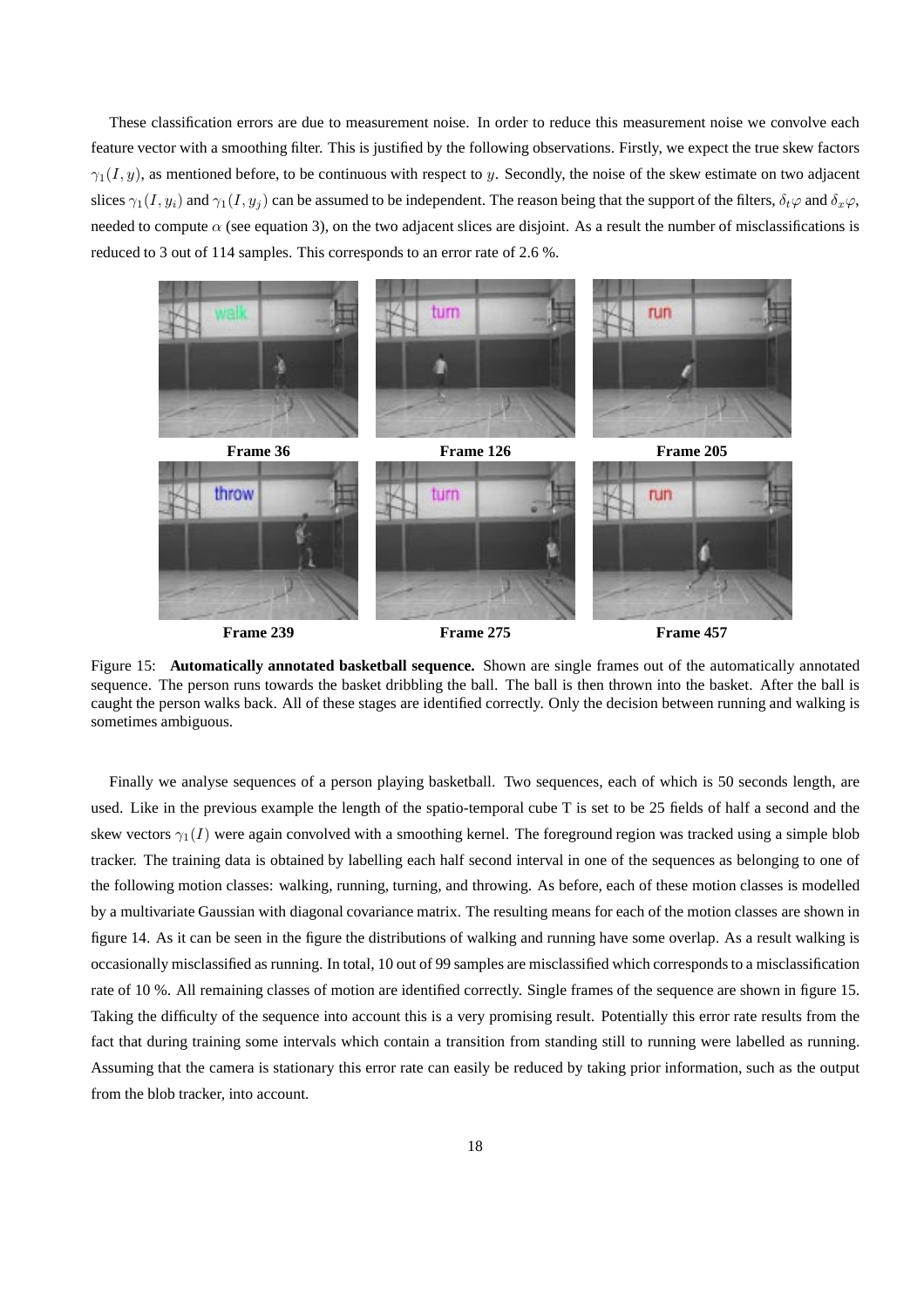These classification errors are due to measurement noise. In order to reduce this measurement noise we convolve each feature vector with a smoothing filter. This is justified by the following observations. Firstly, we expect the true skew factors $\gamma_1(I, y)$, as mentioned before, to be continuous with respect to $y$. Secondly, the noise of the skew estimate on two adjacent slices $\gamma_1(I, y_i)$ and $\gamma_1(I, y_j)$ can be assumed to be independent. The reason being that the support of the filters, $\delta_t \varphi$ and $\delta_x \varphi$, needed to compute $\alpha$ (see equation 3), on the two adjacent slices are disjoint. As a result the number of misclassifications is reduced to 3 out of 114 samples. This corresponds to an error rate of 2.6 %.

**Frame 36** **Frame 126** **Frame 205**

**Frame 239** **Frame 275** **Frame 457**

Figure 15: **Automatically annotated basketball sequence.** Shown are single frames out of the automatically annotated sequence. The person runs towards the basket dribbling the ball. The ball is then thrown into the basket. After the ball is caught the person walks back. All of these stages are identified correctly. Only the decision between running and walking is sometimes ambiguous.

Finally we analyse sequences of a person playing basketball. Two sequences, each of which is 50 seconds length, are used. Like in the previous example the length of the spatio-temporal cube T is set to be 25 fields of half a second and the skew vectors $\gamma_1(I)$ were again convolved with a smoothing kernel. The foreground region was tracked using a simple blob tracker. The training data is obtained by labelling each half second interval in one of the sequences as belonging to one of the following motion classes: walking, running, turning, and throwing. As before, each of these motion classes is modelled by a multivariate Gaussian with diagonal covariance matrix. The resulting means for each of the motion classes are shown in figure 14. As it can be seen in the figure the distributions of walking and running have some overlap. As a result walking is occasionally misclassified as running. In total, 10 out of 99 samples are misclassified which corresponds to a misclassification rate of 10 %. All remaining classes of motion are identified correctly. Single frames of the sequence are shown in figure 15. Taking the difficulty of the sequence into account this is a very promising result. Potentially this error rate results from the fact that during training some intervals which contain a transition from standing still to running were labelled as running. Assuming that the camera is stationary this error rate can easily be reduced by taking prior information, such as the output from the blob tracker, into account.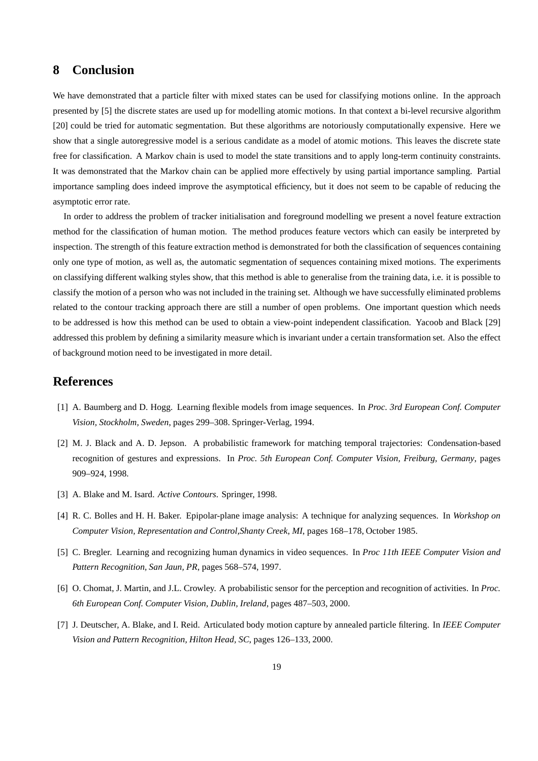## 8 Conclusion

We have demonstrated that a particle filter with mixed states can be used for classifying motions online. In the approach presented by [5] the discrete states are used up for modelling atomic motions. In that context a bi-level recursive algorithm [20] could be tried for automatic segmentation. But these algorithms are notoriously computationally expensive. Here we show that a single autoregressive model is a serious candidate as a model of atomic motions. This leaves the discrete state free for classification. A Markov chain is used to model the state transitions and to apply long-term continuity constraints. It was demonstrated that the Markov chain can be applied more effectively by using partial importance sampling. Partial importance sampling does indeed improve the asymptotical efficiency, but it does not seem to be capable of reducing the asymptotic error rate.

In order to address the problem of tracker initialisation and foreground modelling we present a novel feature extraction method for the classification of human motion. The method produces feature vectors which can easily be interpreted by inspection. The strength of this feature extraction method is demonstrated for both the classification of sequences containing only one type of motion, as well as, the automatic segmentation of sequences containing mixed motions. The experiments on classifying different walking styles show, that this method is able to generalise from the training data, i.e. it is possible to classify the motion of a person who was not included in the training set. Although we have successfully eliminated problems related to the contour tracking approach there are still a number of open problems. One important question which needs to be addressed is how this method can be used to obtain a view-point independent classification. Yacoob and Black [29] addressed this problem by defining a similarity measure which is invariant under a certain transformation set. Also the effect of background motion need to be investigated in more detail.

## References

[1] A. Baumberg and D. Hogg. Learning flexible models from image sequences. In *Proc. 3rd European Conf. Computer Vision, Stockholm, Sweden*, pages 299–308. Springer-Verlag, 1994.

[2] M. J. Black and A. D. Jepson. A probabilistic framework for matching temporal trajectories: Condensation-based recognition of gestures and expressions. In *Proc. 5th European Conf. Computer Vision, Freiburg, Germany*, pages 909–924, 1998.

[3] A. Blake and M. Isard. *Active Contours*. Springer, 1998.

[4] R. C. Bolles and H. H. Baker. Epipolar-plane image analysis: A technique for analyzing sequences. In *Workshop on Computer Vision, Representation and Control,Shanty Creek, MI*, pages 168–178, October 1985.

[5] C. Bregler. Learning and recognizing human dynamics in video sequences. In *Proc 11th IEEE Computer Vision and Pattern Recognition, San Jaun, PR*, pages 568–574, 1997.

[6] O. Chomat, J. Martin, and J.L. Crowley. A probabilistic sensor for the perception and recognition of activities. In *Proc. 6th European Conf. Computer Vision, Dublin, Ireland*, pages 487–503, 2000.

[7] J. Deutscher, A. Blake, and I. Reid. Articulated body motion capture by annealed particle filtering. In *IEEE Computer Vision and Pattern Recognition, Hilton Head, SC*, pages 126–133, 2000.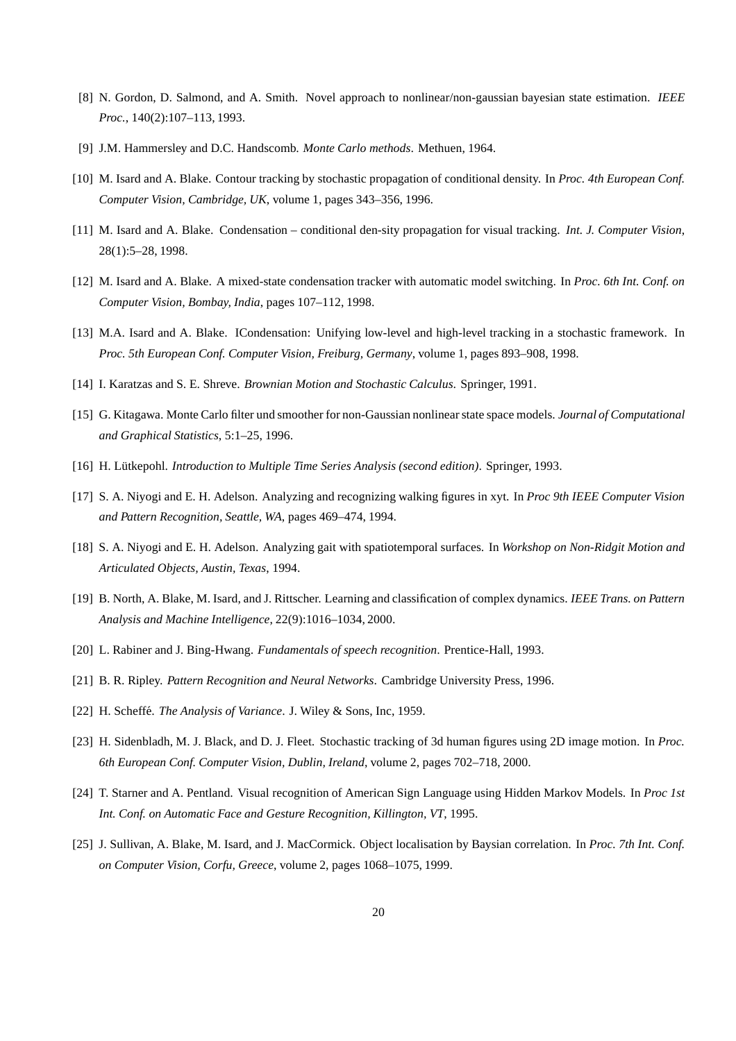[8] N. Gordon, D. Salmond, and A. Smith. Novel approach to nonlinear/non-gaussian bayesian state estimation. *IEEE Proc.*, 140(2):107–113, 1993.

[9] J.M. Hammersley and D.C. Handscomb. *Monte Carlo methods*. Methuen, 1964.

[10] M. Isard and A. Blake. Contour tracking by stochastic propagation of conditional density. In *Proc. 4th European Conf. Computer Vision, Cambridge, UK*, volume 1, pages 343–356, 1996.

[11] M. Isard and A. Blake. Condensation – conditional den-sity propagation for visual tracking. *Int. J. Computer Vision*, 28(1):5–28, 1998.

[12] M. Isard and A. Blake. A mixed-state condensation tracker with automatic model switching. In *Proc. 6th Int. Conf. on Computer Vision, Bombay, India*, pages 107–112, 1998.

[13] M.A. Isard and A. Blake. ICondensation: Unifying low-level and high-level tracking in a stochastic framework. In *Proc. 5th European Conf. Computer Vision, Freiburg, Germany*, volume 1, pages 893–908, 1998.

[14] I. Karatzas and S. E. Shreve. *Brownian Motion and Stochastic Calculus*. Springer, 1991.

[15] G. Kitagawa. Monte Carlo filter und smoother for non-Gaussian nonlinear state space models. *Journal of Computational and Graphical Statistics*, 5:1–25, 1996.

[16] H. Lütkepohl. *Introduction to Multiple Time Series Analysis (second edition)*. Springer, 1993.

[17] S. A. Niyogi and E. H. Adelson. Analyzing and recognizing walking figures in xyt. In *Proc 9th IEEE Computer Vision and Pattern Recognition, Seattle, WA*, pages 469–474, 1994.

[18] S. A. Niyogi and E. H. Adelson. Analyzing gait with spatiotemporal surfaces. In *Workshop on Non-Ridgit Motion and Articulated Objects, Austin, Texas*, 1994.

[19] B. North, A. Blake, M. Isard, and J. Rittscher. Learning and classification of complex dynamics. *IEEE Trans. on Pattern Analysis and Machine Intelligence*, 22(9):1016–1034, 2000.

[20] L. Rabiner and J. Bing-Hwang. *Fundamentals of speech recognition*. Prentice-Hall, 1993.

[21] B. R. Ripley. *Pattern Recognition and Neural Networks*. Cambridge University Press, 1996.

[22] H. Scheffé. *The Analysis of Variance*. J. Wiley & Sons, Inc, 1959.

[23] H. Sidenbladh, M. J. Black, and D. J. Fleet. Stochastic tracking of 3d human figures using 2D image motion. In *Proc. 6th European Conf. Computer Vision, Dublin, Ireland*, volume 2, pages 702–718, 2000.

[24] T. Starner and A. Pentland. Visual recognition of American Sign Language using Hidden Markov Models. In *Proc 1st Int. Conf. on Automatic Face and Gesture Recognition, Killington, VT*, 1995.

[25] J. Sullivan, A. Blake, M. Isard, and J. MacCormick. Object localisation by Baysian correlation. In *Proc. 7th Int. Conf. on Computer Vision, Corfu, Greece*, volume 2, pages 1068–1075, 1999.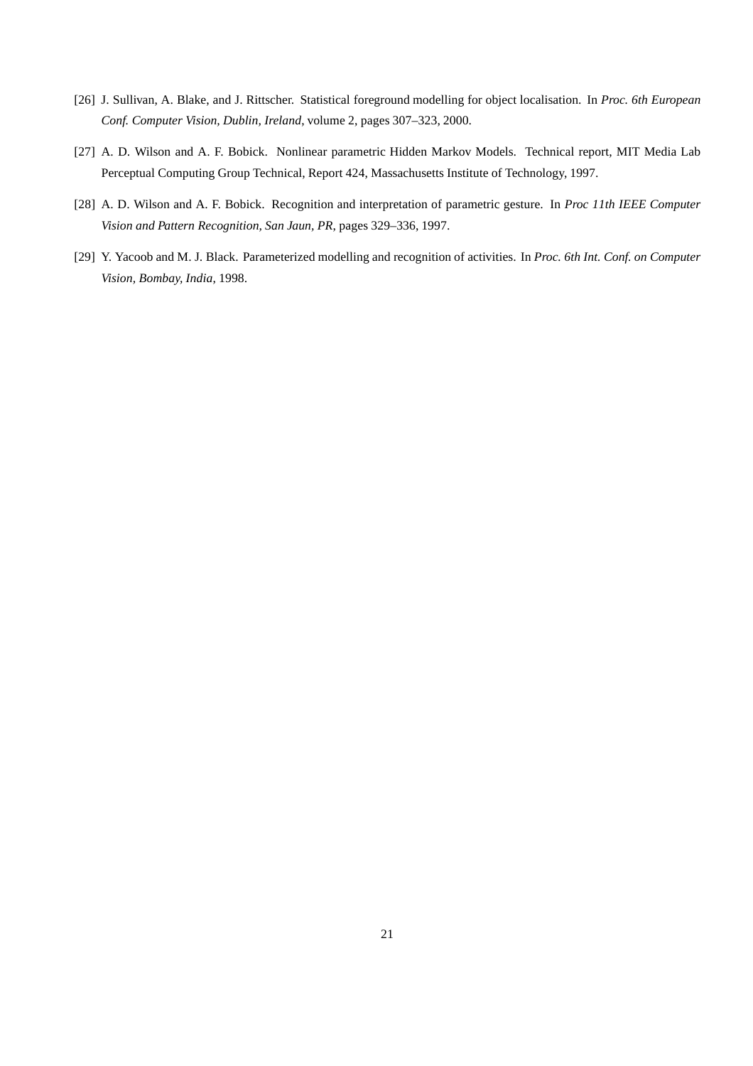[26] J. Sullivan, A. Blake, and J. Rittscher. Statistical foreground modelling for object localisation. In *Proc. 6th European Conf. Computer Vision, Dublin, Ireland*, volume 2, pages 307–323, 2000.

[27] A. D. Wilson and A. F. Bobick. Nonlinear parametric Hidden Markov Models. Technical report, MIT Media Lab Perceptual Computing Group Technical, Report 424, Massachusetts Institute of Technology, 1997.

[28] A. D. Wilson and A. F. Bobick. Recognition and interpretation of parametric gesture. In *Proc 11th IEEE Computer Vision and Pattern Recognition, San Jaun, PR*, pages 329–336, 1997.

[29] Y. Yacoob and M. J. Black. Parameterized modelling and recognition of activities. In *Proc. 6th Int. Conf. on Computer Vision, Bombay, India*, 1998.